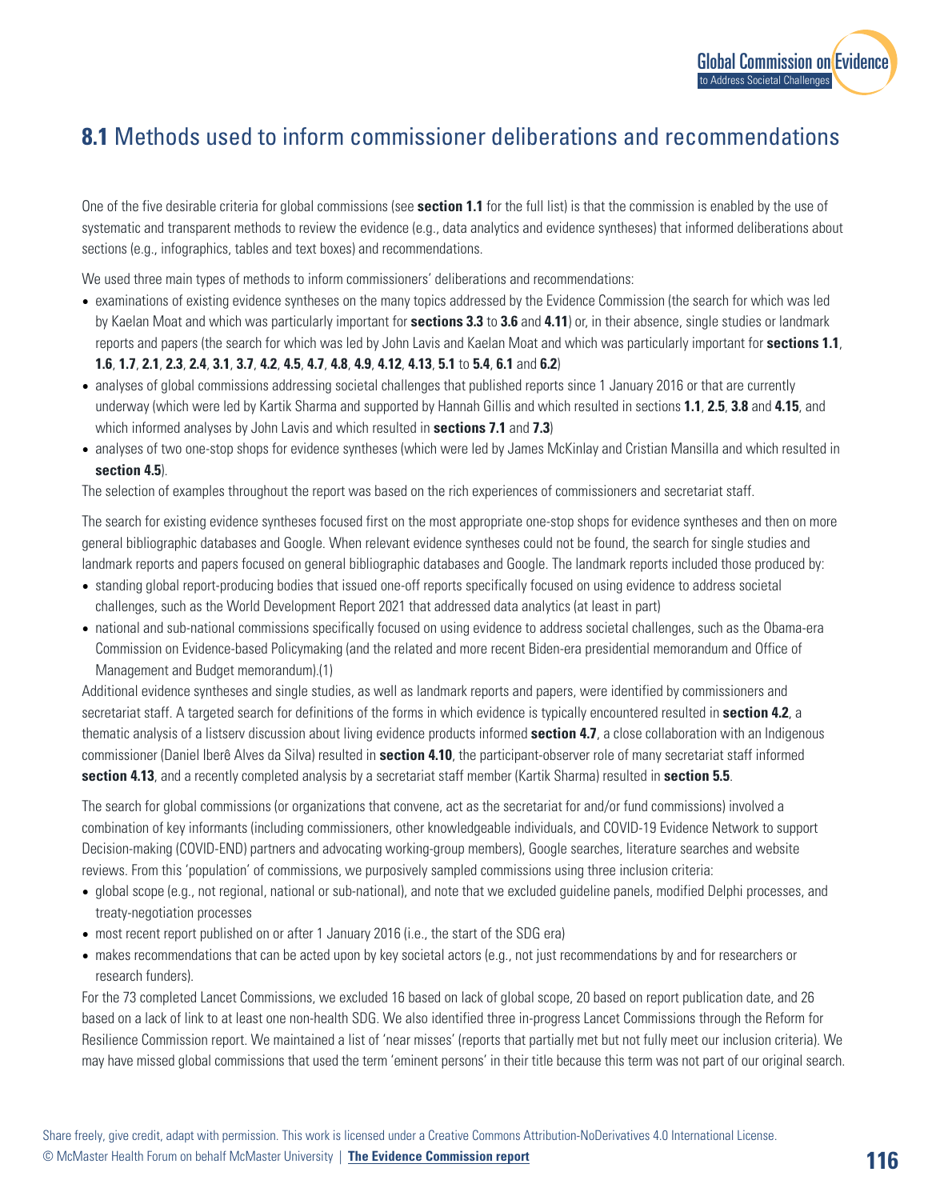## **8.1** Methods used to inform commissioner deliberations and recommendations

One of the five desirable criteria for global commissions (see **section 1.1** for the full list) is that the commission is enabled by the use of systematic and transparent methods to review the evidence (e.g., data analytics and evidence syntheses) that informed deliberations about sections (e.g., infographics, tables and text boxes) and recommendations.

We used three main types of methods to inform commissioners' deliberations and recommendations:

- examinations of existing evidence syntheses on the many topics addressed by the Evidence Commission (the search for which was led by Kaelan Moat and which was particularly important for **sections 3.3** to **3.6** and **4.11**) or, in their absence, single studies or landmark reports and papers (the search for which was led by John Lavis and Kaelan Moat and which was particularly important for **sections 1.1**, **1.6**, **1.7**, **2.1**, **2.3**, **2.4**, **3.1**, **3.7**, **4.2**, **4.5**, **4.7**, **4.8**, **4.9**, **4.12**, **4.13**, **5.1** to **5.4**, **6.1** and **6.2**)
- analyses of global commissions addressing societal challenges that published reports since 1 January 2016 or that are currently underway (which were led by Kartik Sharma and supported by Hannah Gillis and which resulted in sections **1.1**, **2.5**, **3.8** and **4.15**, and which informed analyses by John Lavis and which resulted in **sections 7.1** and **7.3**)
- analyses of two one-stop shops for evidence syntheses (which were led by James McKinlay and Cristian Mansilla and which resulted in **section 4.5**).

The selection of examples throughout the report was based on the rich experiences of commissioners and secretariat staff.

The search for existing evidence syntheses focused first on the most appropriate one-stop shops for evidence syntheses and then on more general bibliographic databases and Google. When relevant evidence syntheses could not be found, the search for single studies and landmark reports and papers focused on general bibliographic databases and Google. The landmark reports included those produced by:

- standing global report-producing bodies that issued one-off reports specifically focused on using evidence to address societal challenges, such as the World Development Report 2021 that addressed data analytics (at least in part)
- national and sub-national commissions specifically focused on using evidence to address societal challenges, such as the Obama-era Commission on Evidence-based Policymaking (and the related and more recent Biden-era presidential memorandum and Office of Management and Budget memorandum).(1)

Additional evidence syntheses and single studies, as well as landmark reports and papers, were identified by commissioners and secretariat staff. A targeted search for definitions of the forms in which evidence is typically encountered resulted in **section 4.2**, a thematic analysis of a listserv discussion about living evidence products informed **section 4.7**, a close collaboration with an Indigenous commissioner (Daniel Iberê Alves da Silva) resulted in **section 4.10**, the participant-observer role of many secretariat staff informed **section 4.13**, and a recently completed analysis by a secretariat staff member (Kartik Sharma) resulted in **section 5.5**.

The search for global commissions (or organizations that convene, act as the secretariat for and/or fund commissions) involved a combination of key informants (including commissioners, other knowledgeable individuals, and COVID-19 Evidence Network to support Decision-making (COVID-END) partners and advocating working-group members), Google searches, literature searches and website reviews. From this 'population' of commissions, we purposively sampled commissions using three inclusion criteria:

- global scope (e.g., not regional, national or sub-national), and note that we excluded guideline panels, modified Delphi processes, and treaty-negotiation processes
- most recent report published on or after 1 January 2016 (i.e., the start of the SDG era)
- makes recommendations that can be acted upon by key societal actors (e.g., not just recommendations by and for researchers or research funders).

For the 73 completed Lancet Commissions, we excluded 16 based on lack of global scope, 20 based on report publication date, and 26 based on a lack of link to at least one non-health SDG. We also identified three in-progress Lancet Commissions through the Reform for Resilience Commission report. We maintained a list of 'near misses' (reports that partially met but not fully meet our inclusion criteria). We may have missed global commissions that used the term 'eminent persons' in their title because this term was not part of our original search.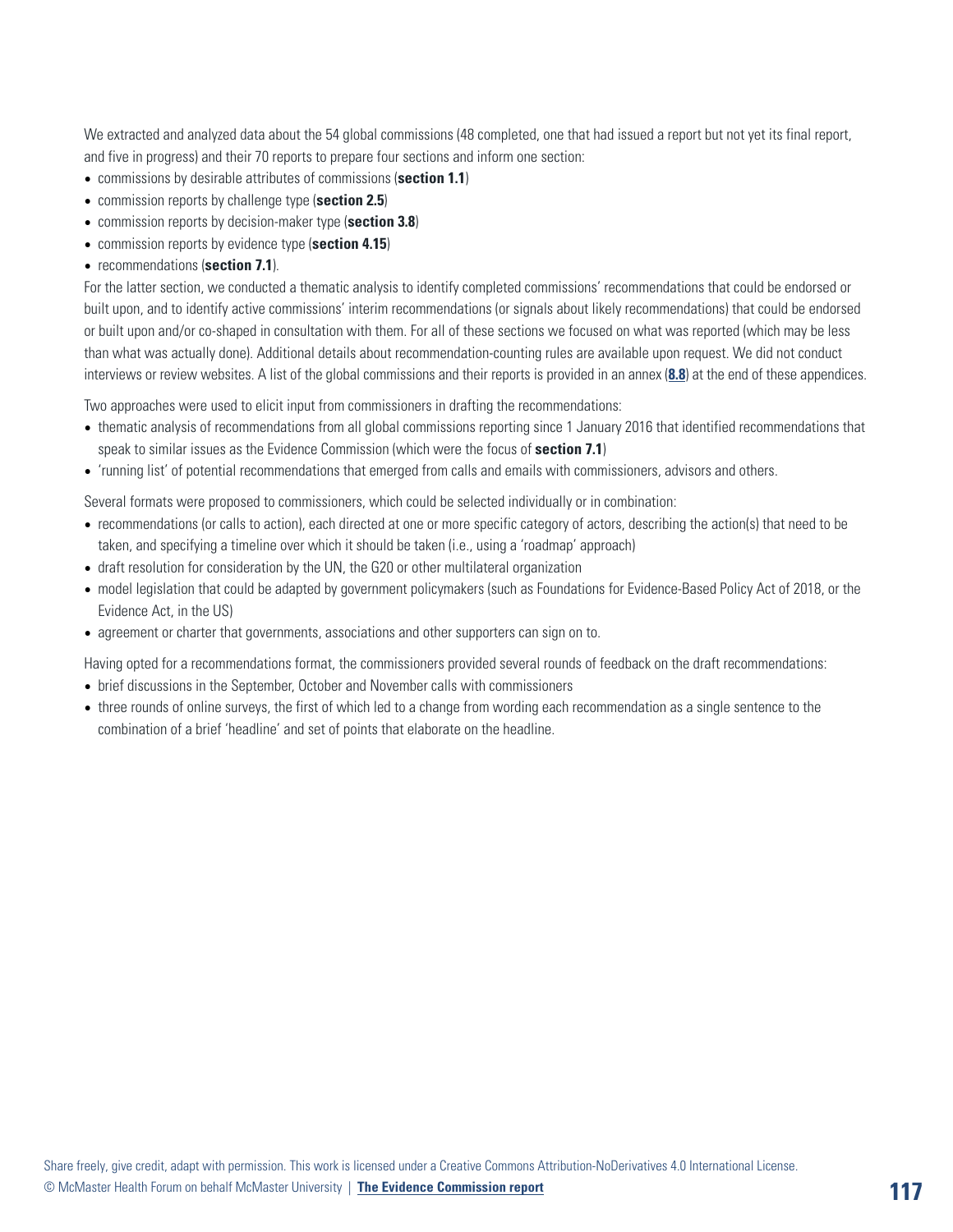We extracted and analyzed data about the 54 global commissions (48 completed, one that had issued a report but not yet its final report, and five in progress) and their 70 reports to prepare four sections and inform one section:

- commissions by desirable attributes of commissions (**section 1.1**)
- commission reports by challenge type (**section 2.5**)
- commission reports by decision-maker type (**section 3.8**)
- commission reports by evidence type (**section 4.15**)
- recommendations (**section 7.1**).

For the latter section, we conducted a thematic analysis to identify completed commissions' recommendations that could be endorsed or built upon, and to identify active commissions' interim recommendations (or signals about likely recommendations) that could be endorsed or built upon and/or co-shaped in consultation with them. For all of these sections we focused on what was reported (which may be less than what was actually done). Additional details about recommendation-counting rules are available upon request. We did not conduct interviews or review websites. A list of the global commissions and their reports is provided in an annex (**8.8**) at the end of these appendices.

Two approaches were used to elicit input from commissioners in drafting the recommendations:

- thematic analysis of recommendations from all global commissions reporting since 1 January 2016 that identified recommendations that speak to similar issues as the Evidence Commission (which were the focus of **section 7.1**)
- 'running list' of potential recommendations that emerged from calls and emails with commissioners, advisors and others.

Several formats were proposed to commissioners, which could be selected individually or in combination:

- recommendations (or calls to action), each directed at one or more specific category of actors, describing the action(s) that need to be taken, and specifying a timeline over which it should be taken (i.e., using a 'roadmap' approach)
- draft resolution for consideration by the UN, the G20 or other multilateral organization
- model legislation that could be adapted by government policymakers (such as Foundations for Evidence-Based Policy Act of 2018, or the Evidence Act, in the US)
- agreement or charter that governments, associations and other supporters can sign on to.

Having opted for a recommendations format, the commissioners provided several rounds of feedback on the draft recommendations:

- brief discussions in the September, October and November calls with commissioners
- three rounds of online surveys, the first of which led to a change from wording each recommendation as a single sentence to the combination of a brief 'headline' and set of points that elaborate on the headline.